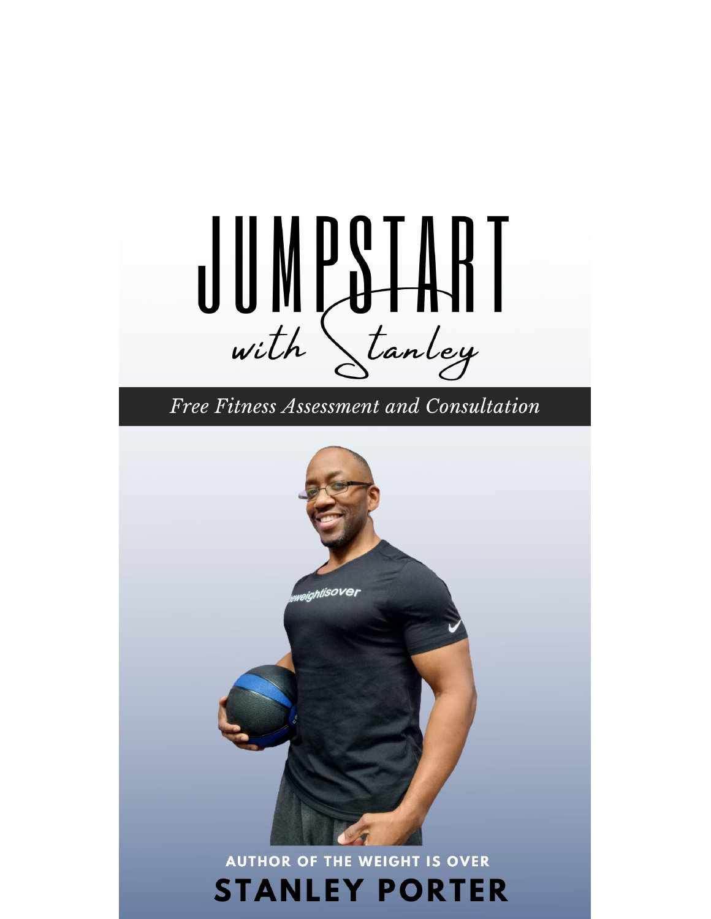# JUMPSTART

*with Stanley*

*Free Fitness Assessment and Consultation*

**AUTHOR OF THE WEIGHT IS OVER**

## STANLEY PORTER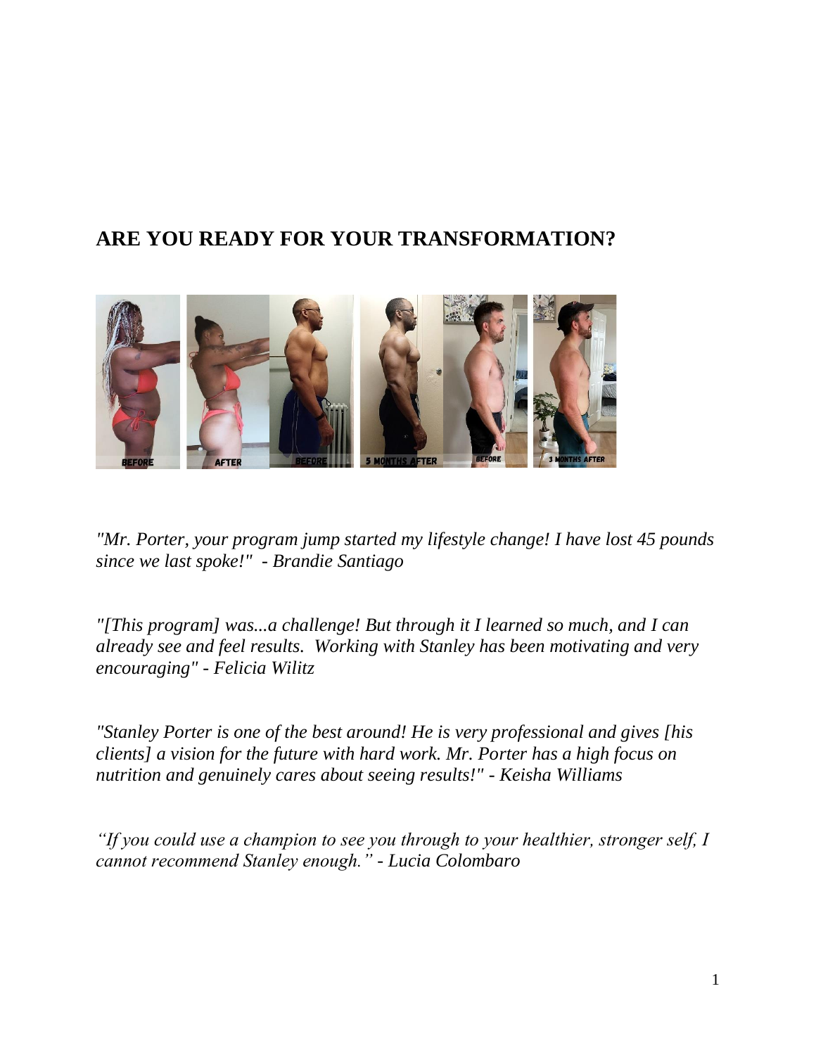## ARE YOU READY FOR YOUR TRANSFORMATION?

*"Mr. Porter, your program jump started my lifestyle change! I have lost 45 pounds since we last spoke!" - Brandie Santiago*

*"[This program] was...a challenge! But through it I learned so much, and I can already see and feel results. Working with Stanley has been motivating and very encouraging" - Felicia Wilitz*

*"Stanley Porter is one of the best around! He is very professional and gives [his clients] a vision for the future with hard work. Mr. Porter has a high focus on nutrition and genuinely cares about seeing results!" - Keisha Williams*

*"If you could use a champion to see you through to your healthier, stronger self, I cannot recommend Stanley enough." - Lucia Colombaro*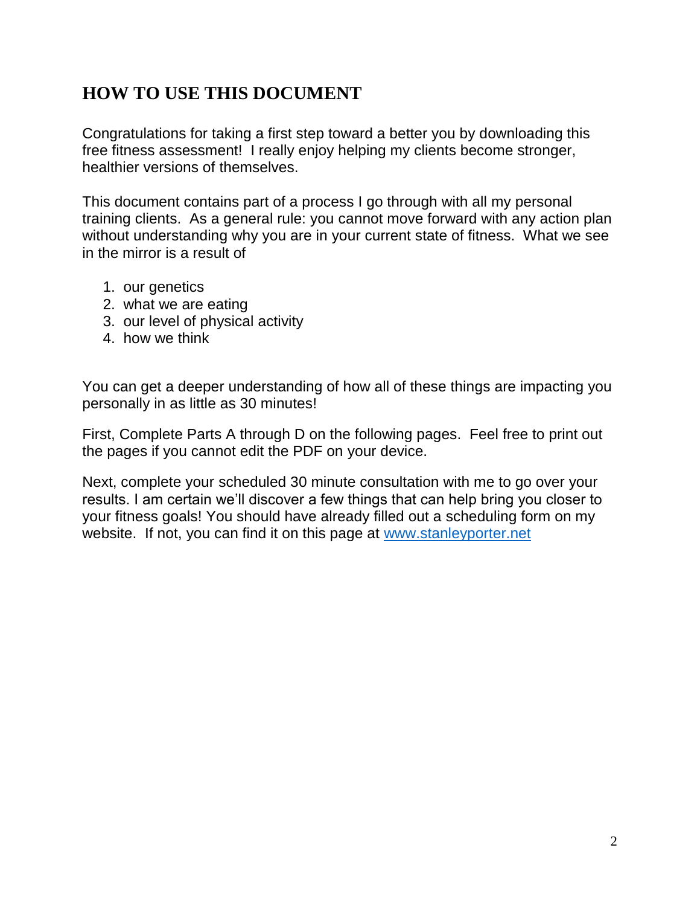## HOW TO USE THIS DOCUMENT

Congratulations for taking a first step toward a better you by downloading this free fitness assessment! I really enjoy helping my clients become stronger, healthier versions of themselves.

This document contains part of a process I go through with all my personal training clients. As a general rule: you cannot move forward with any action plan without understanding why you are in your current state of fitness. What we see in the mirror is a result of

1. our genetics
2. what we are eating
3. our level of physical activity
4. how we think

You can get a deeper understanding of how all of these things are impacting you personally in as little as 30 minutes!

First, Complete Parts A through D on the following pages. Feel free to print out the pages if you cannot edit the PDF on your device.

Next, complete your scheduled 30 minute consultation with me to go over your results. I am certain we'll discover a few things that can help bring you closer to your fitness goals! You should have already filled out a scheduling form on my website. If not, you can find it on this page at [www.stanleyporter.net](http://www.stanleyporter.net)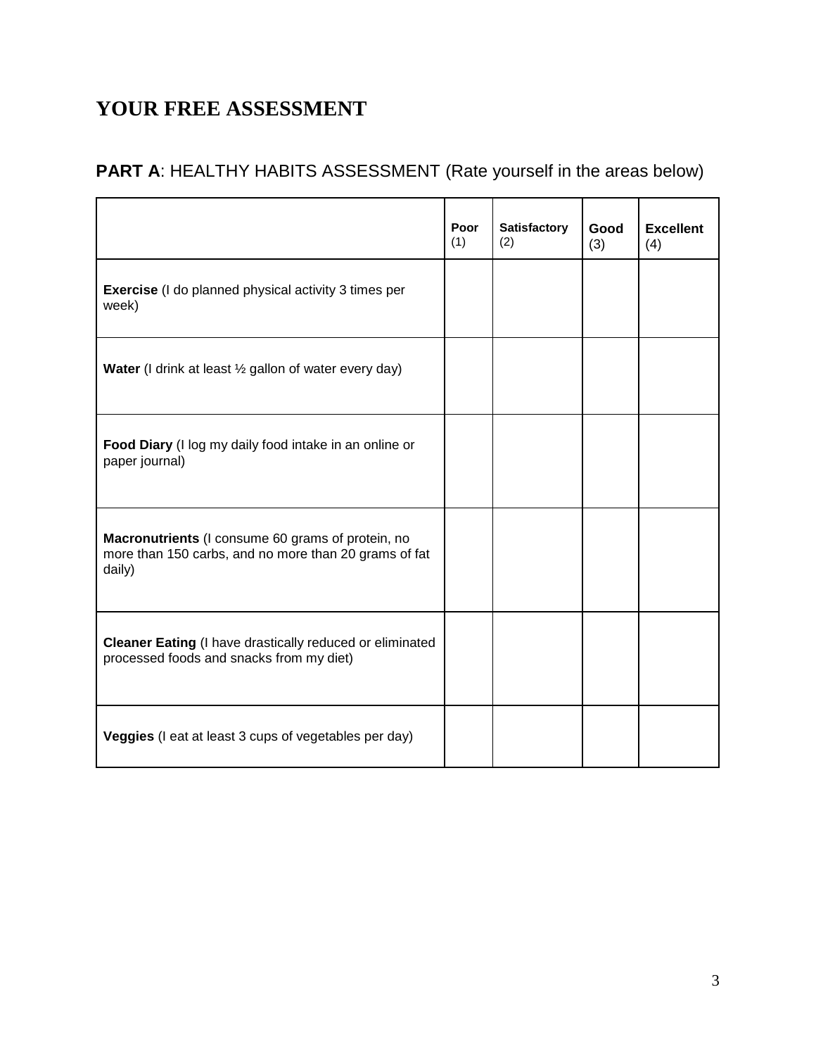# YOUR FREE ASSESSMENT

## **PART A**: HEALTHY HABITS ASSESSMENT (Rate yourself in the areas below)

| | **Poor** (1) | **Satisfactory** (2) | **Good** (3) | **Excellent** (4) |
|---|---|---|---|---|
| **Exercise** (I do planned physical activity 3 times per week) | | | | |
| **Water** (I drink at least ½ gallon of water every day) | | | | |
| **Food Diary** (I log my daily food intake in an online or paper journal) | | | | |
| **Macronutrients** (I consume 60 grams of protein, no more than 150 carbs, and no more than 20 grams of fat daily) | | | | |
| **Cleaner Eating** (I have drastically reduced or eliminated processed foods and snacks from my diet) | | | | |
| **Veggies** (I eat at least 3 cups of vegetables per day) | | | | |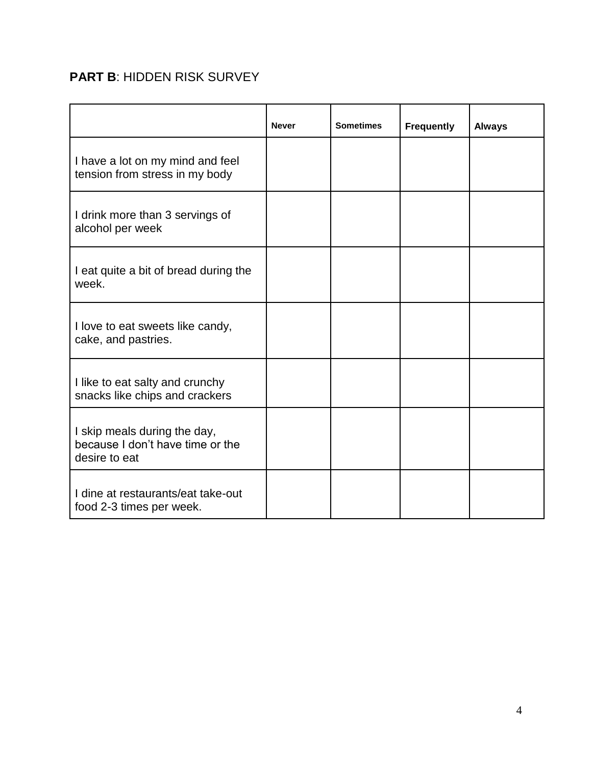**PART B**: HIDDEN RISK SURVEY

| | Never | Sometimes | Frequently | Always |
|---|---|---|---|---|
| I have a lot on my mind and feel tension from stress in my body | | | | |
| I drink more than 3 servings of alcohol per week | | | | |
| I eat quite a bit of bread during the week. | | | | |
| I love to eat sweets like candy, cake, and pastries. | | | | |
| I like to eat salty and crunchy snacks like chips and crackers | | | | |
| I skip meals during the day, because I don't have time or the desire to eat | | | | |
| I dine at restaurants/eat take-out food 2-3 times per week. | | | | |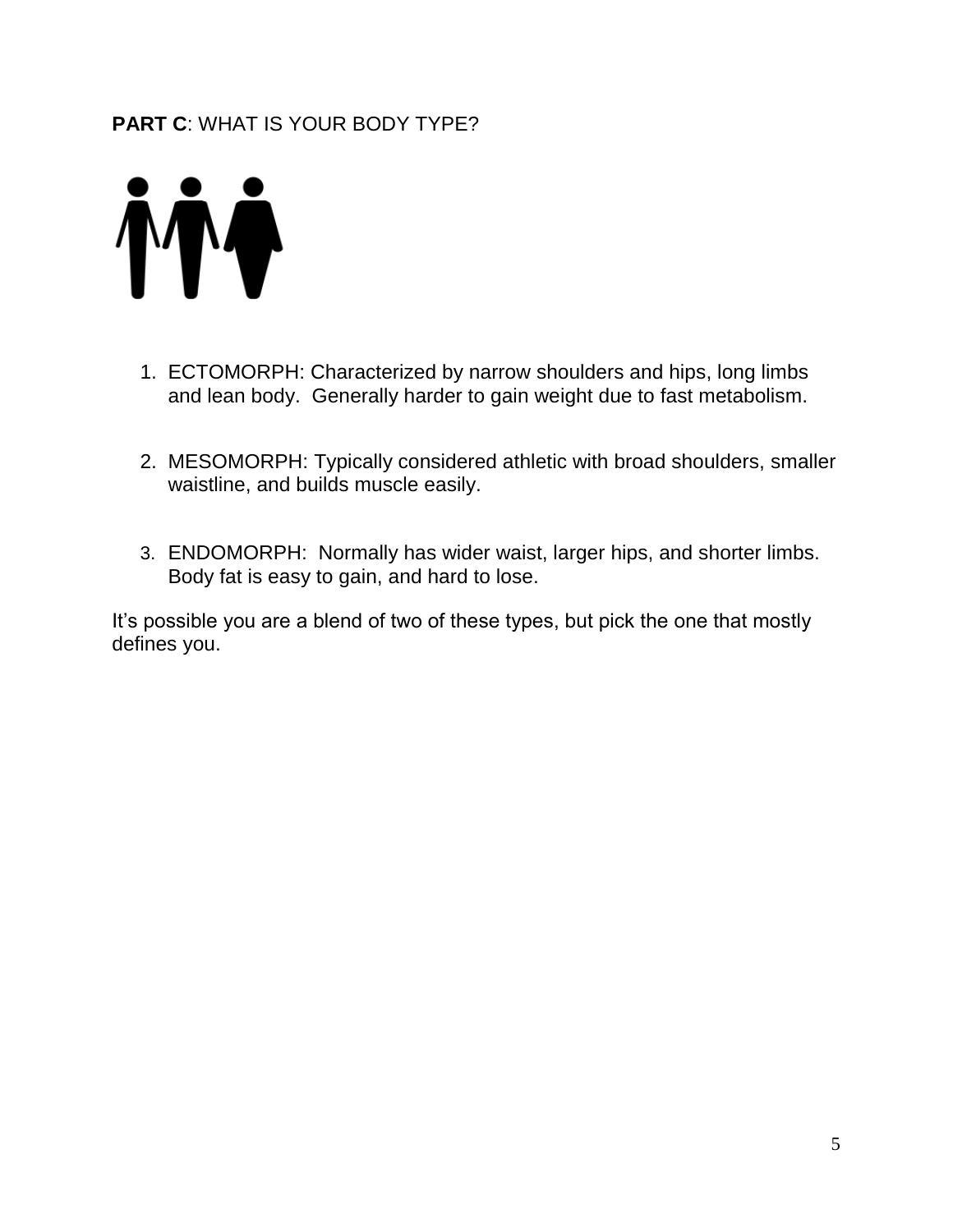**PART C**: WHAT IS YOUR BODY TYPE?

1. ECTOMORPH: Characterized by narrow shoulders and hips, long limbs and lean body. Generally harder to gain weight due to fast metabolism.

2. MESOMORPH: Typically considered athletic with broad shoulders, smaller waistline, and builds muscle easily.

3. ENDOMORPH: Normally has wider waist, larger hips, and shorter limbs. Body fat is easy to gain, and hard to lose.

It's possible you are a blend of two of these types, but pick the one that mostly defines you.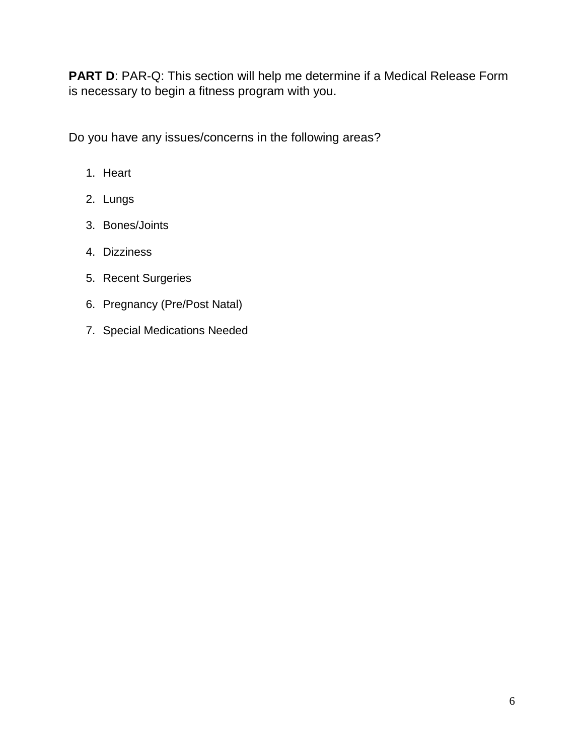**PART D**: PAR-Q: This section will help me determine if a Medical Release Form is necessary to begin a fitness program with you.

Do you have any issues/concerns in the following areas?

1. Heart
2. Lungs
3. Bones/Joints
4. Dizziness
5. Recent Surgeries
6. Pregnancy (Pre/Post Natal)
7. Special Medications Needed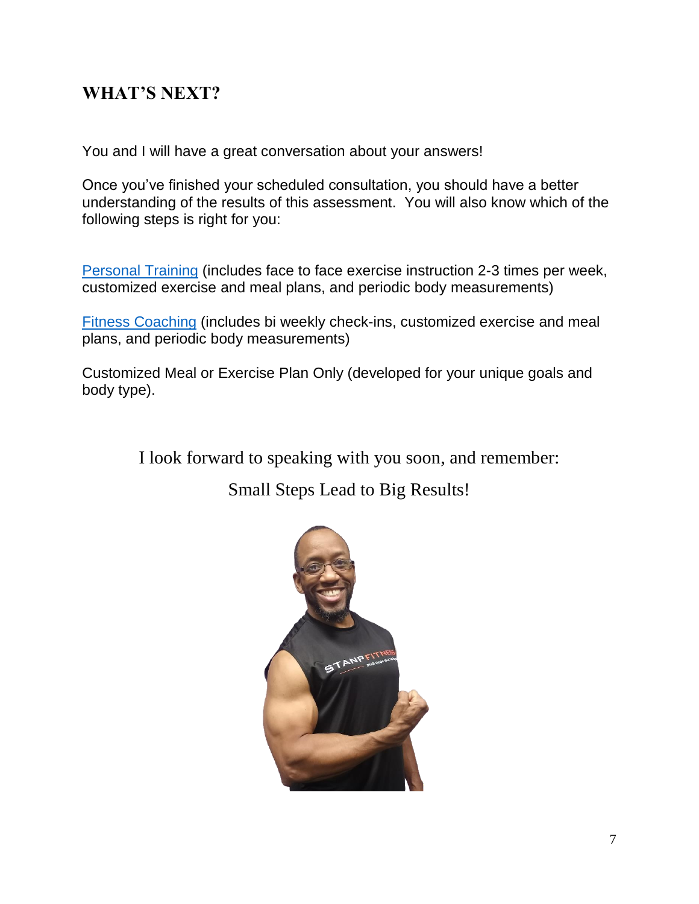## WHAT'S NEXT?

You and I will have a great conversation about your answers!

Once you've finished your scheduled consultation, you should have a better understanding of the results of this assessment. You will also know which of the following steps is right for you:

Personal Training (includes face to face exercise instruction 2-3 times per week, customized exercise and meal plans, and periodic body measurements)

Fitness Coaching (includes bi weekly check-ins, customized exercise and meal plans, and periodic body measurements)

Customized Meal or Exercise Plan Only (developed for your unique goals and body type).

I look forward to speaking with you soon, and remember:

Small Steps Lead to Big Results!